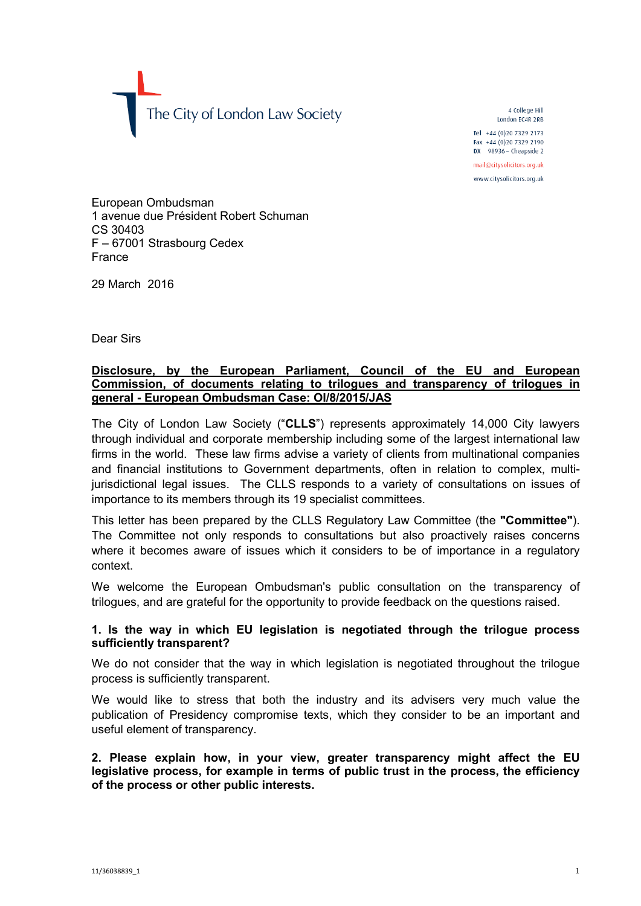The City of London Law Society

4 College Hill
London EC4R 2RB

**Tel** +44 (0)20 7329 2173
**Fax** +44 (0)20 7329 2190
**DX** 98936 – Cheapside 2

mail@citysolicitors.org.uk

www.citysolicitors.org.uk

European Ombudsman
1 avenue due Président Robert Schuman
CS 30403
F – 67001 Strasbourg Cedex
France

29 March 2016

Dear Sirs

**Disclosure, by the European Parliament, Council of the EU and European Commission, of documents relating to trilogues and transparency of trilogues in general - European Ombudsman Case: OI/8/2015/JAS**

The City of London Law Society ("**CLLS**") represents approximately 14,000 City lawyers through individual and corporate membership including some of the largest international law firms in the world. These law firms advise a variety of clients from multinational companies and financial institutions to Government departments, often in relation to complex, multi-jurisdictional legal issues. The CLLS responds to a variety of consultations on issues of importance to its members through its 19 specialist committees.

This letter has been prepared by the CLLS Regulatory Law Committee (the **"Committee"**). The Committee not only responds to consultations but also proactively raises concerns where it becomes aware of issues which it considers to be of importance in a regulatory context.

We welcome the European Ombudsman's public consultation on the transparency of trilogues, and are grateful for the opportunity to provide feedback on the questions raised.

**1. Is the way in which EU legislation is negotiated through the trilogue process sufficiently transparent?**

We do not consider that the way in which legislation is negotiated throughout the trilogue process is sufficiently transparent.

We would like to stress that both the industry and its advisers very much value the publication of Presidency compromise texts, which they consider to be an important and useful element of transparency.

**2. Please explain how, in your view, greater transparency might affect the EU legislative process, for example in terms of public trust in the process, the efficiency of the process or other public interests.**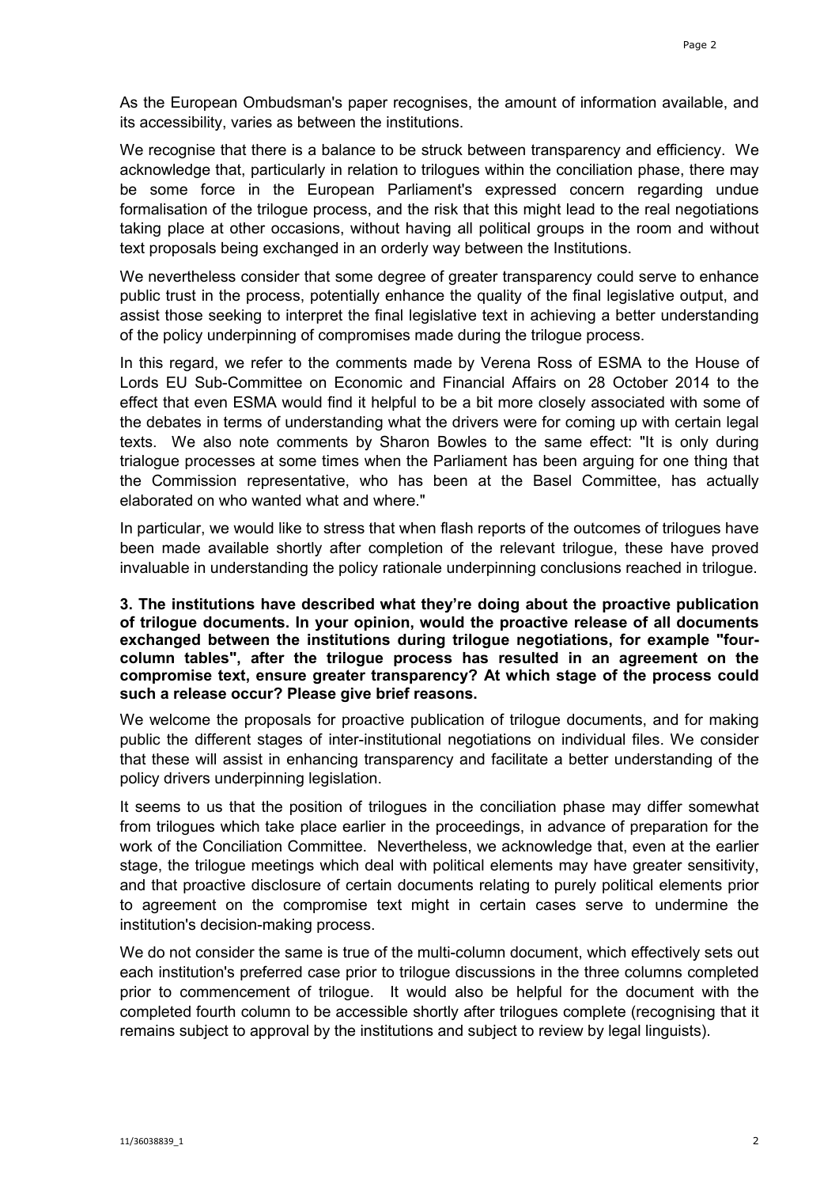As the European Ombudsman's paper recognises, the amount of information available, and its accessibility, varies as between the institutions.

We recognise that there is a balance to be struck between transparency and efficiency. We acknowledge that, particularly in relation to trilogues within the conciliation phase, there may be some force in the European Parliament's expressed concern regarding undue formalisation of the trilogue process, and the risk that this might lead to the real negotiations taking place at other occasions, without having all political groups in the room and without text proposals being exchanged in an orderly way between the Institutions.

We nevertheless consider that some degree of greater transparency could serve to enhance public trust in the process, potentially enhance the quality of the final legislative output, and assist those seeking to interpret the final legislative text in achieving a better understanding of the policy underpinning of compromises made during the trilogue process.

In this regard, we refer to the comments made by Verena Ross of ESMA to the House of Lords EU Sub-Committee on Economic and Financial Affairs on 28 October 2014 to the effect that even ESMA would find it helpful to be a bit more closely associated with some of the debates in terms of understanding what the drivers were for coming up with certain legal texts. We also note comments by Sharon Bowles to the same effect: "It is only during trialogue processes at some times when the Parliament has been arguing for one thing that the Commission representative, who has been at the Basel Committee, has actually elaborated on who wanted what and where."

In particular, we would like to stress that when flash reports of the outcomes of trilogues have been made available shortly after completion of the relevant trilogue, these have proved invaluable in understanding the policy rationale underpinning conclusions reached in trilogue.

**3. The institutions have described what they're doing about the proactive publication of trilogue documents. In your opinion, would the proactive release of all documents exchanged between the institutions during trilogue negotiations, for example "four-column tables", after the trilogue process has resulted in an agreement on the compromise text, ensure greater transparency? At which stage of the process could such a release occur? Please give brief reasons.**

We welcome the proposals for proactive publication of trilogue documents, and for making public the different stages of inter-institutional negotiations on individual files. We consider that these will assist in enhancing transparency and facilitate a better understanding of the policy drivers underpinning legislation.

It seems to us that the position of trilogues in the conciliation phase may differ somewhat from trilogues which take place earlier in the proceedings, in advance of preparation for the work of the Conciliation Committee. Nevertheless, we acknowledge that, even at the earlier stage, the trilogue meetings which deal with political elements may have greater sensitivity, and that proactive disclosure of certain documents relating to purely political elements prior to agreement on the compromise text might in certain cases serve to undermine the institution's decision-making process.

We do not consider the same is true of the multi-column document, which effectively sets out each institution's preferred case prior to trilogue discussions in the three columns completed prior to commencement of trilogue. It would also be helpful for the document with the completed fourth column to be accessible shortly after trilogues complete (recognising that it remains subject to approval by the institutions and subject to review by legal linguists).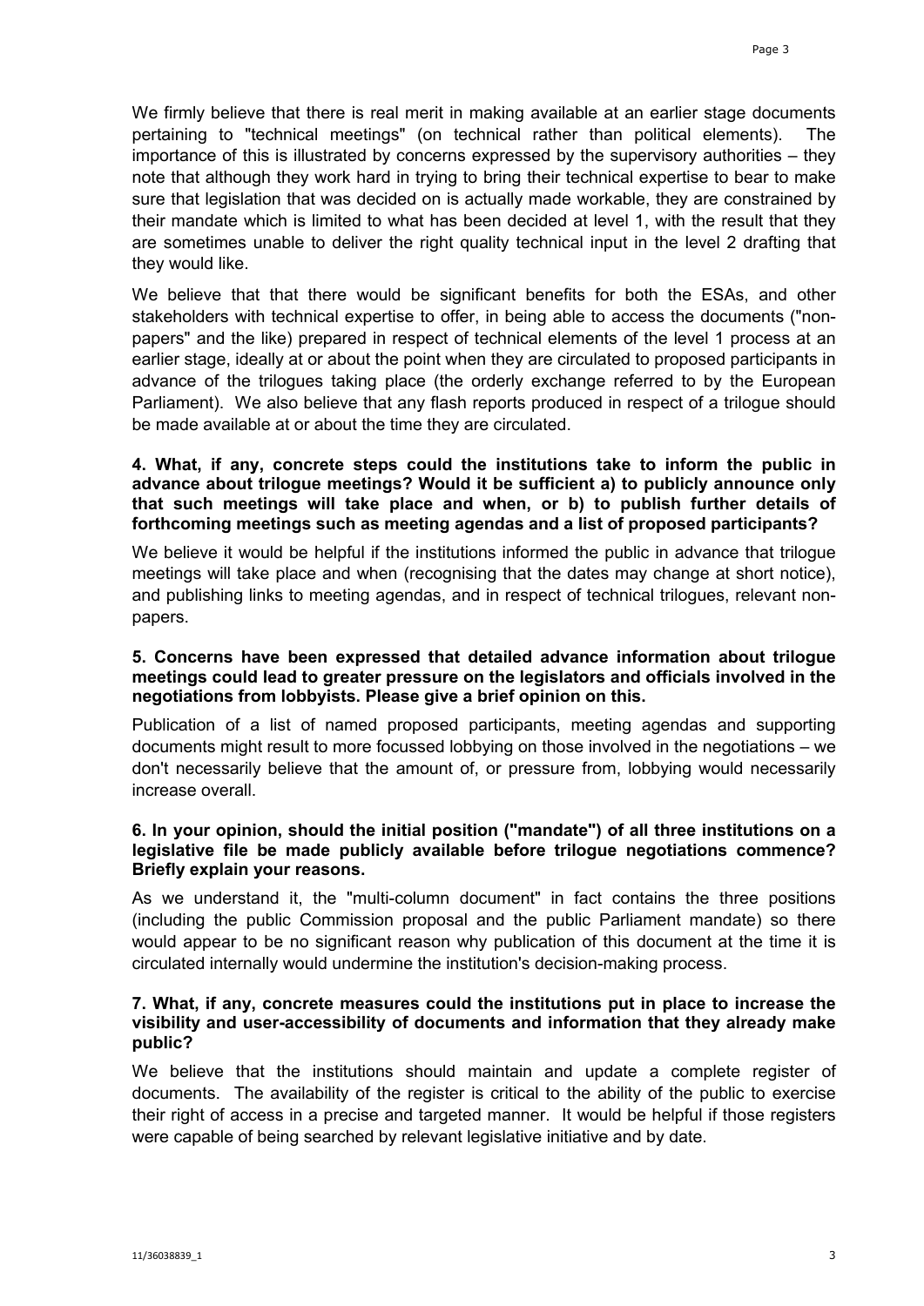We firmly believe that there is real merit in making available at an earlier stage documents pertaining to "technical meetings" (on technical rather than political elements). The importance of this is illustrated by concerns expressed by the supervisory authorities – they note that although they work hard in trying to bring their technical expertise to bear to make sure that legislation that was decided on is actually made workable, they are constrained by their mandate which is limited to what has been decided at level 1, with the result that they are sometimes unable to deliver the right quality technical input in the level 2 drafting that they would like.

We believe that that there would be significant benefits for both the ESAs, and other stakeholders with technical expertise to offer, in being able to access the documents ("non-papers" and the like) prepared in respect of technical elements of the level 1 process at an earlier stage, ideally at or about the point when they are circulated to proposed participants in advance of the trilogues taking place (the orderly exchange referred to by the European Parliament). We also believe that any flash reports produced in respect of a trilogue should be made available at or about the time they are circulated.

**4. What, if any, concrete steps could the institutions take to inform the public in advance about trilogue meetings? Would it be sufficient a) to publicly announce only that such meetings will take place and when, or b) to publish further details of forthcoming meetings such as meeting agendas and a list of proposed participants?**

We believe it would be helpful if the institutions informed the public in advance that trilogue meetings will take place and when (recognising that the dates may change at short notice), and publishing links to meeting agendas, and in respect of technical trilogues, relevant non-papers.

**5. Concerns have been expressed that detailed advance information about trilogue meetings could lead to greater pressure on the legislators and officials involved in the negotiations from lobbyists. Please give a brief opinion on this.**

Publication of a list of named proposed participants, meeting agendas and supporting documents might result to more focussed lobbying on those involved in the negotiations – we don't necessarily believe that the amount of, or pressure from, lobbying would necessarily increase overall.

**6. In your opinion, should the initial position ("mandate") of all three institutions on a legislative file be made publicly available before trilogue negotiations commence? Briefly explain your reasons.**

As we understand it, the "multi-column document" in fact contains the three positions (including the public Commission proposal and the public Parliament mandate) so there would appear to be no significant reason why publication of this document at the time it is circulated internally would undermine the institution's decision-making process.

**7. What, if any, concrete measures could the institutions put in place to increase the visibility and user-accessibility of documents and information that they already make public?**

We believe that the institutions should maintain and update a complete register of documents. The availability of the register is critical to the ability of the public to exercise their right of access in a precise and targeted manner. It would be helpful if those registers were capable of being searched by relevant legislative initiative and by date.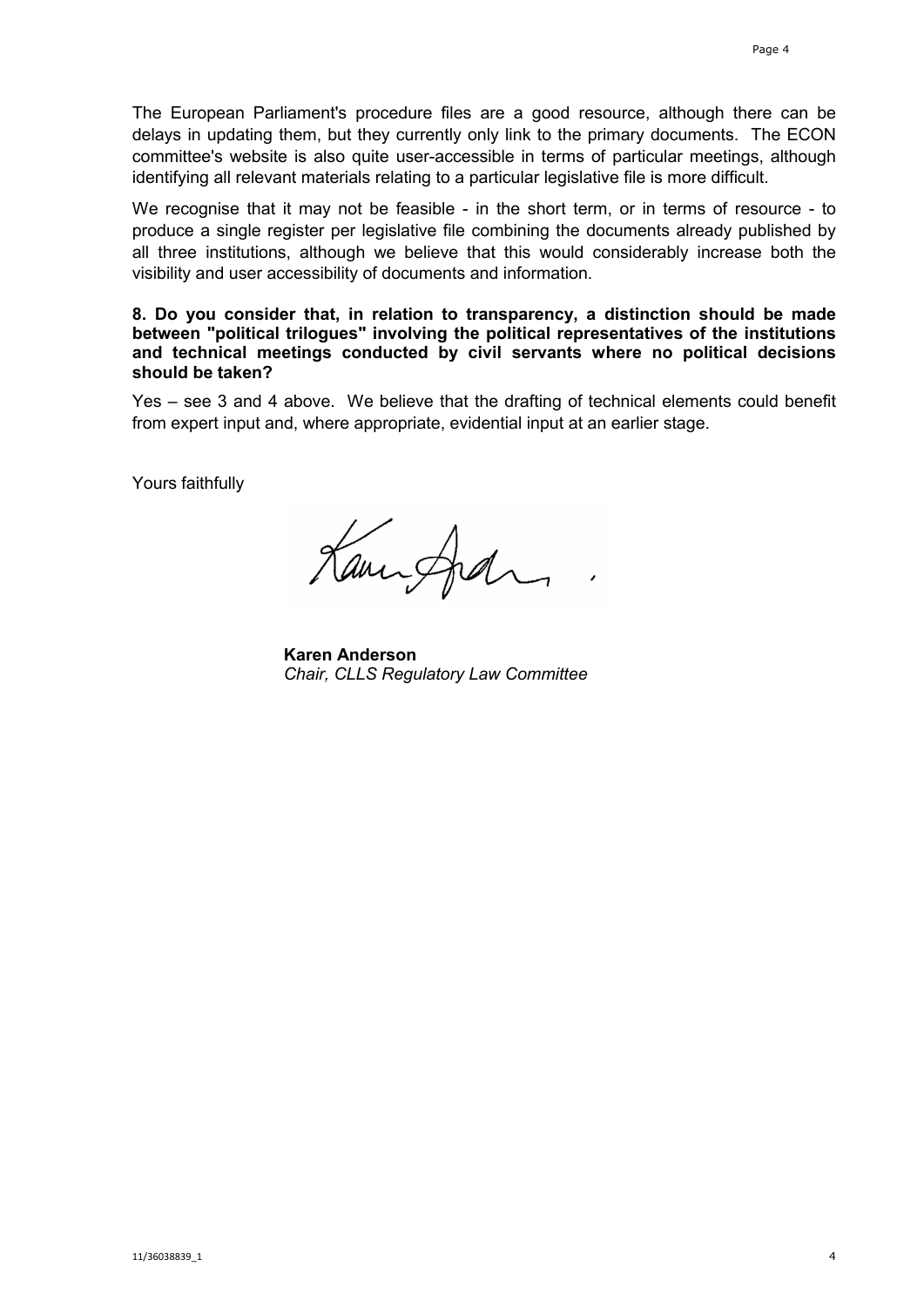The European Parliament's procedure files are a good resource, although there can be delays in updating them, but they currently only link to the primary documents. The ECON committee's website is also quite user-accessible in terms of particular meetings, although identifying all relevant materials relating to a particular legislative file is more difficult.

We recognise that it may not be feasible - in the short term, or in terms of resource - to produce a single register per legislative file combining the documents already published by all three institutions, although we believe that this would considerably increase both the visibility and user accessibility of documents and information.

**8. Do you consider that, in relation to transparency, a distinction should be made between "political trilogues" involving the political representatives of the institutions and technical meetings conducted by civil servants where no political decisions should be taken?**

Yes – see 3 and 4 above. We believe that the drafting of technical elements could benefit from expert input and, where appropriate, evidential input at an earlier stage.

Yours faithfully

**Karen Anderson**
*Chair, CLLS Regulatory Law Committee*

11/36038839_1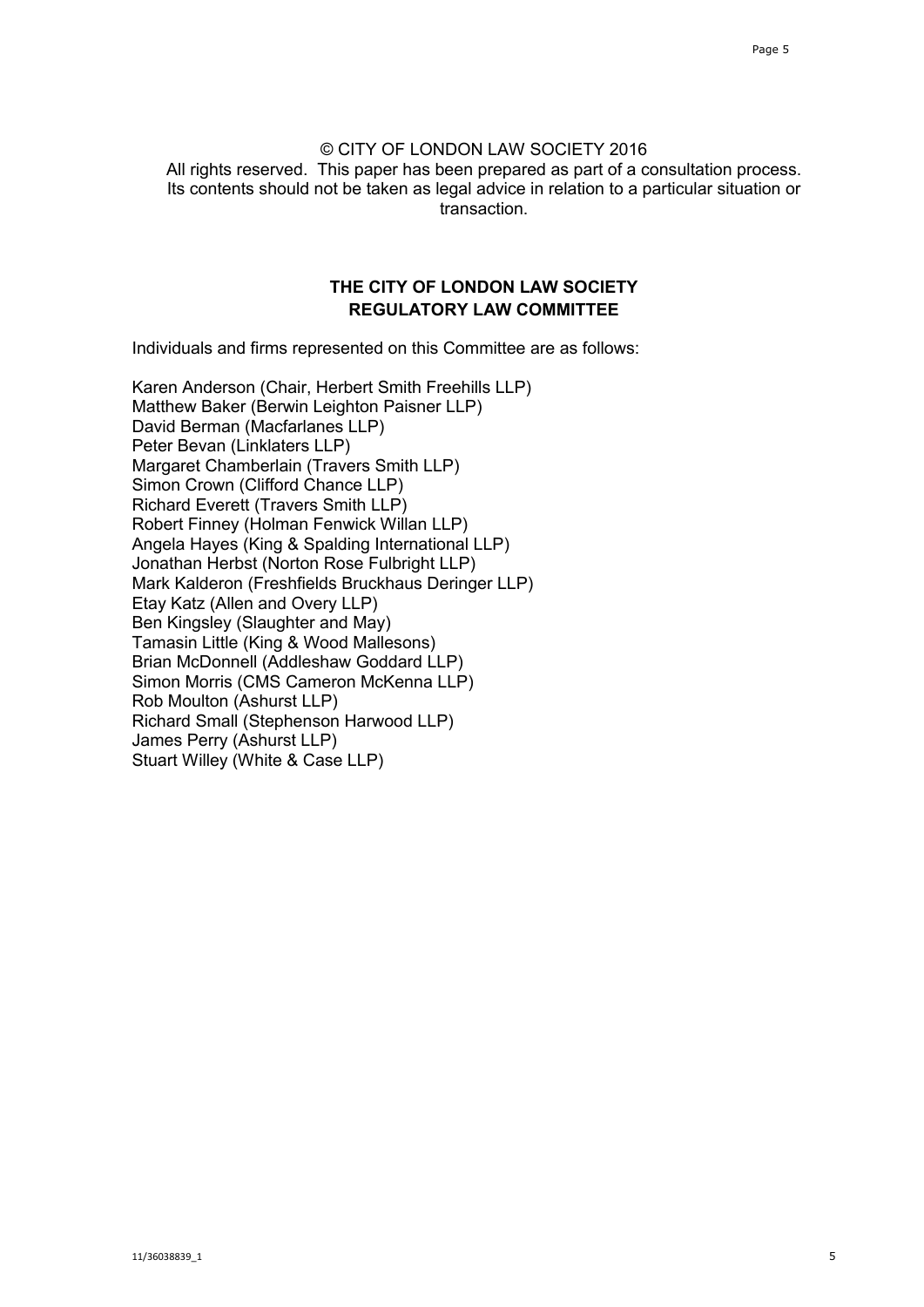© CITY OF LONDON LAW SOCIETY 2016

All rights reserved. This paper has been prepared as part of a consultation process. Its contents should not be taken as legal advice in relation to a particular situation or transaction.

## THE CITY OF LONDON LAW SOCIETY REGULATORY LAW COMMITTEE

Individuals and firms represented on this Committee are as follows:

Karen Anderson (Chair, Herbert Smith Freehills LLP)
Matthew Baker (Berwin Leighton Paisner LLP)
David Berman (Macfarlanes LLP)
Peter Bevan (Linklaters LLP)
Margaret Chamberlain (Travers Smith LLP)
Simon Crown (Clifford Chance LLP)
Richard Everett (Travers Smith LLP)
Robert Finney (Holman Fenwick Willan LLP)
Angela Hayes (King & Spalding International LLP)
Jonathan Herbst (Norton Rose Fulbright LLP)
Mark Kalderon (Freshfields Bruckhaus Deringer LLP)
Etay Katz (Allen and Overy LLP)
Ben Kingsley (Slaughter and May)
Tamasin Little (King & Wood Mallesons)
Brian McDonnell (Addleshaw Goddard LLP)
Simon Morris (CMS Cameron McKenna LLP)
Rob Moulton (Ashurst LLP)
Richard Small (Stephenson Harwood LLP)
James Perry (Ashurst LLP)
Stuart Willey (White & Case LLP)